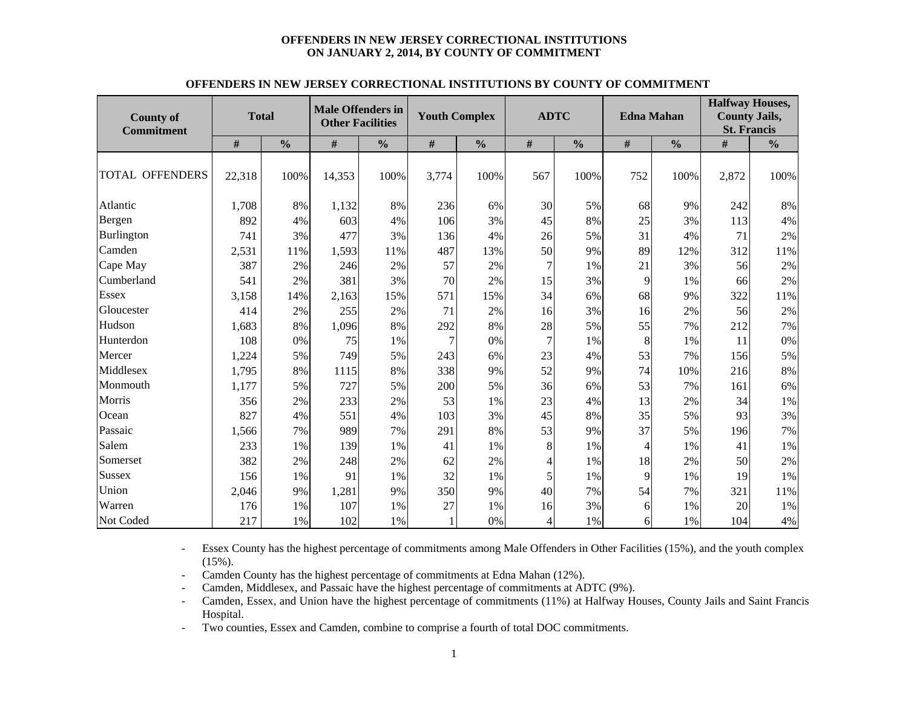# OFFENDERS IN NEW JERSEY CORRECTIONAL INSTITUTIONS ON JANUARY 2, 2014, BY COUNTY OF COMMITMENT

## OFFENDERS IN NEW JERSEY CORRECTIONAL INSTITUTIONS BY COUNTY OF COMMITMENT

| County of Commitment | Total | | Male Offenders in Other Facilities | | Youth Complex | | ADTC | | Edna Mahan | | Halfway Houses, County Jails, St. Francis | |
|---|---|---|---|---|---|---|---|---|---|---|---|---|
| | # | % | # | % | # | % | # | % | # | % | # | % |
| TOTAL OFFENDERS | 22,318 | 100% | 14,353 | 100% | 3,774 | 100% | 567 | 100% | 752 | 100% | 2,872 | 100% |
| Atlantic | 1,708 | 8% | 1,132 | 8% | 236 | 6% | 30 | 5% | 68 | 9% | 242 | 8% |
| Bergen | 892 | 4% | 603 | 4% | 106 | 3% | 45 | 8% | 25 | 3% | 113 | 4% |
| Burlington | 741 | 3% | 477 | 3% | 136 | 4% | 26 | 5% | 31 | 4% | 71 | 2% |
| Camden | 2,531 | 11% | 1,593 | 11% | 487 | 13% | 50 | 9% | 89 | 12% | 312 | 11% |
| Cape May | 387 | 2% | 246 | 2% | 57 | 2% | 7 | 1% | 21 | 3% | 56 | 2% |
| Cumberland | 541 | 2% | 381 | 3% | 70 | 2% | 15 | 3% | 9 | 1% | 66 | 2% |
| Essex | 3,158 | 14% | 2,163 | 15% | 571 | 15% | 34 | 6% | 68 | 9% | 322 | 11% |
| Gloucester | 414 | 2% | 255 | 2% | 71 | 2% | 16 | 3% | 16 | 2% | 56 | 2% |
| Hudson | 1,683 | 8% | 1,096 | 8% | 292 | 8% | 28 | 5% | 55 | 7% | 212 | 7% |
| Hunterdon | 108 | 0% | 75 | 1% | 7 | 0% | 7 | 1% | 8 | 1% | 11 | 0% |
| Mercer | 1,224 | 5% | 749 | 5% | 243 | 6% | 23 | 4% | 53 | 7% | 156 | 5% |
| Middlesex | 1,795 | 8% | 1115 | 8% | 338 | 9% | 52 | 9% | 74 | 10% | 216 | 8% |
| Monmouth | 1,177 | 5% | 727 | 5% | 200 | 5% | 36 | 6% | 53 | 7% | 161 | 6% |
| Morris | 356 | 2% | 233 | 2% | 53 | 1% | 23 | 4% | 13 | 2% | 34 | 1% |
| Ocean | 827 | 4% | 551 | 4% | 103 | 3% | 45 | 8% | 35 | 5% | 93 | 3% |
| Passaic | 1,566 | 7% | 989 | 7% | 291 | 8% | 53 | 9% | 37 | 5% | 196 | 7% |
| Salem | 233 | 1% | 139 | 1% | 41 | 1% | 8 | 1% | 4 | 1% | 41 | 1% |
| Somerset | 382 | 2% | 248 | 2% | 62 | 2% | 4 | 1% | 18 | 2% | 50 | 2% |
| Sussex | 156 | 1% | 91 | 1% | 32 | 1% | 5 | 1% | 9 | 1% | 19 | 1% |
| Union | 2,046 | 9% | 1,281 | 9% | 350 | 9% | 40 | 7% | 54 | 7% | 321 | 11% |
| Warren | 176 | 1% | 107 | 1% | 27 | 1% | 16 | 3% | 6 | 1% | 20 | 1% |
| Not Coded | 217 | 1% | 102 | 1% | 1 | 0% | 4 | 1% | 6 | 1% | 104 | 4% |

- Essex County has the highest percentage of commitments among Male Offenders in Other Facilities (15%), and the youth complex (15%).
- Camden County has the highest percentage of commitments at Edna Mahan (12%).
- Camden, Middlesex, and Passaic have the highest percentage of commitments at ADTC (9%).
- Camden, Essex, and Union have the highest percentage of commitments (11%) at Halfway Houses, County Jails and Saint Francis Hospital.
- Two counties, Essex and Camden, combine to comprise a fourth of total DOC commitments.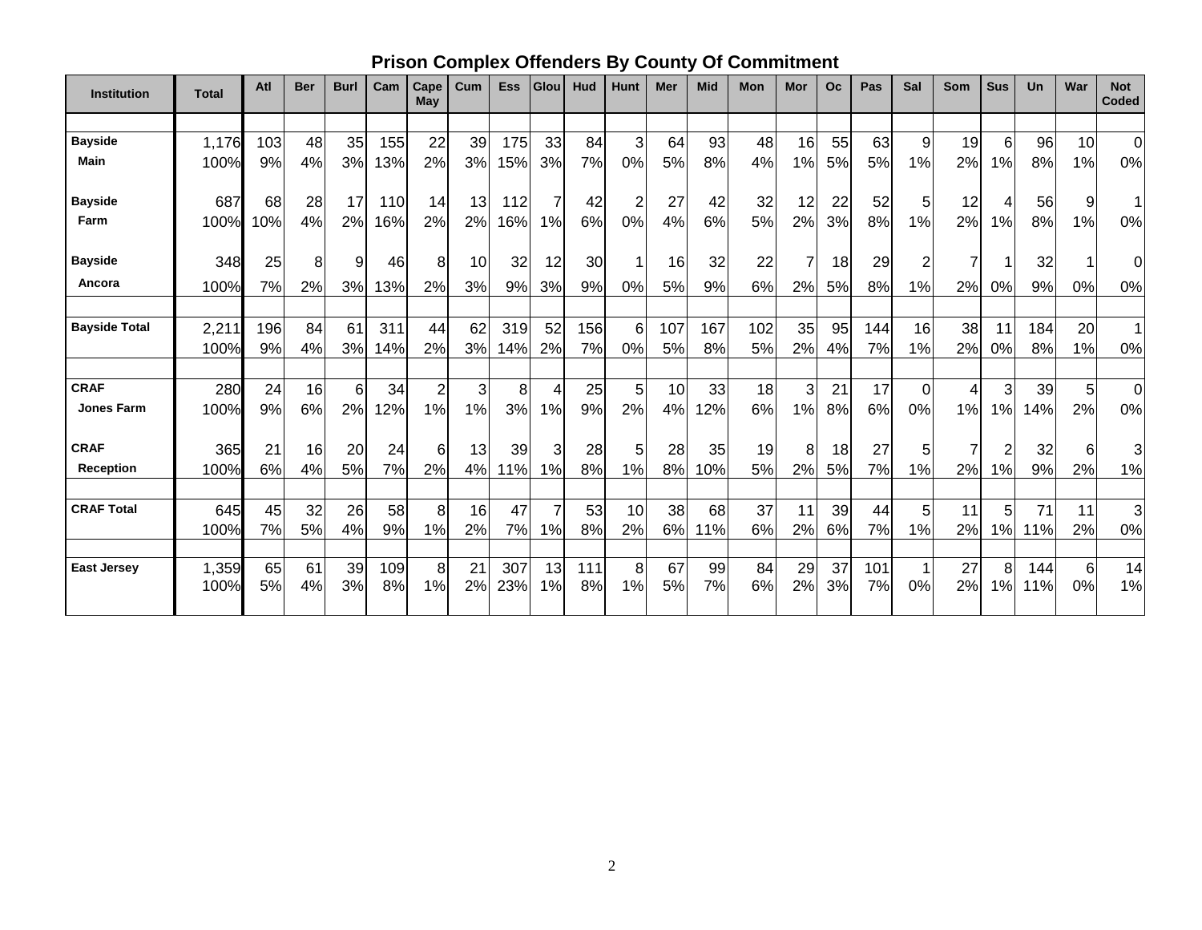# Prison Complex Offenders By County Of Commitment

| Institution | Total | Atl | Ber | Burl | Cam | Cape May | Cum | Ess | Glou | Hud | Hunt | Mer | Mid | Mon | Mor | Oc | Pas | Sal | Som | Sus | Un | War | Not Coded |
|---|---|---|---|---|---|---|---|---|---|---|---|---|---|---|---|---|---|---|---|---|---|---|---|
| **Bayside Main** | 1,176 | 103 | 48 | 35 | 155 | 22 | 39 | 175 | 33 | 84 | 3 | 64 | 93 | 48 | 16 | 55 | 63 | 9 | 19 | 6 | 96 | 10 | 0 |
| | 100% | 9% | 4% | 3% | 13% | 2% | 3% | 15% | 3% | 7% | 0% | 5% | 8% | 4% | 1% | 5% | 5% | 1% | 2% | 1% | 8% | 1% | 0% |
| **Bayside Farm** | 687 | 68 | 28 | 17 | 110 | 14 | 13 | 112 | 7 | 42 | 2 | 27 | 42 | 32 | 12 | 22 | 52 | 5 | 12 | 4 | 56 | 9 | 1 |
| | 100% | 10% | 4% | 2% | 16% | 2% | 2% | 16% | 1% | 6% | 0% | 4% | 6% | 5% | 2% | 3% | 8% | 1% | 2% | 1% | 8% | 1% | 0% |
| **Bayside Ancora** | 348 | 25 | 8 | 9 | 46 | 8 | 10 | 32 | 12 | 30 | 1 | 16 | 32 | 22 | 7 | 18 | 29 | 2 | 7 | 1 | 32 | 1 | 0 |
| | 100% | 7% | 2% | 3% | 13% | 2% | 3% | 9% | 3% | 9% | 0% | 5% | 9% | 6% | 2% | 5% | 8% | 1% | 2% | 0% | 9% | 0% | 0% |
| **Bayside Total** | 2,211 | 196 | 84 | 61 | 311 | 44 | 62 | 319 | 52 | 156 | 6 | 107 | 167 | 102 | 35 | 95 | 144 | 16 | 38 | 11 | 184 | 20 | 1 |
| | 100% | 9% | 4% | 3% | 14% | 2% | 3% | 14% | 2% | 7% | 0% | 5% | 8% | 5% | 2% | 4% | 7% | 1% | 2% | 0% | 8% | 1% | 0% |
| **CRAF Jones Farm** | 280 | 24 | 16 | 6 | 34 | 2 | 3 | 8 | 4 | 25 | 5 | 10 | 33 | 18 | 3 | 21 | 17 | 0 | 4 | 3 | 39 | 5 | 0 |
| | 100% | 9% | 6% | 2% | 12% | 1% | 1% | 3% | 1% | 9% | 2% | 4% | 12% | 6% | 1% | 8% | 6% | 0% | 1% | 1% | 14% | 2% | 0% |
| **CRAF Reception** | 365 | 21 | 16 | 20 | 24 | 6 | 13 | 39 | 3 | 28 | 5 | 28 | 35 | 19 | 8 | 18 | 27 | 5 | 7 | 2 | 32 | 6 | 3 |
| | 100% | 6% | 4% | 5% | 7% | 2% | 4% | 11% | 1% | 8% | 1% | 8% | 10% | 5% | 2% | 5% | 7% | 1% | 2% | 1% | 9% | 2% | 1% |
| **CRAF Total** | 645 | 45 | 32 | 26 | 58 | 8 | 16 | 47 | 7 | 53 | 10 | 38 | 68 | 37 | 11 | 39 | 44 | 5 | 11 | 5 | 71 | 11 | 3 |
| | 100% | 7% | 5% | 4% | 9% | 1% | 2% | 7% | 1% | 8% | 2% | 6% | 11% | 6% | 2% | 6% | 7% | 1% | 2% | 1% | 11% | 2% | 0% |
| **East Jersey** | 1,359 | 65 | 61 | 39 | 109 | 8 | 21 | 307 | 13 | 111 | 8 | 67 | 99 | 84 | 29 | 37 | 101 | 1 | 27 | 8 | 144 | 6 | 14 |
| | 100% | 5% | 4% | 3% | 8% | 1% | 2% | 23% | 1% | 8% | 1% | 5% | 7% | 6% | 2% | 3% | 7% | 0% | 2% | 1% | 11% | 0% | 1% |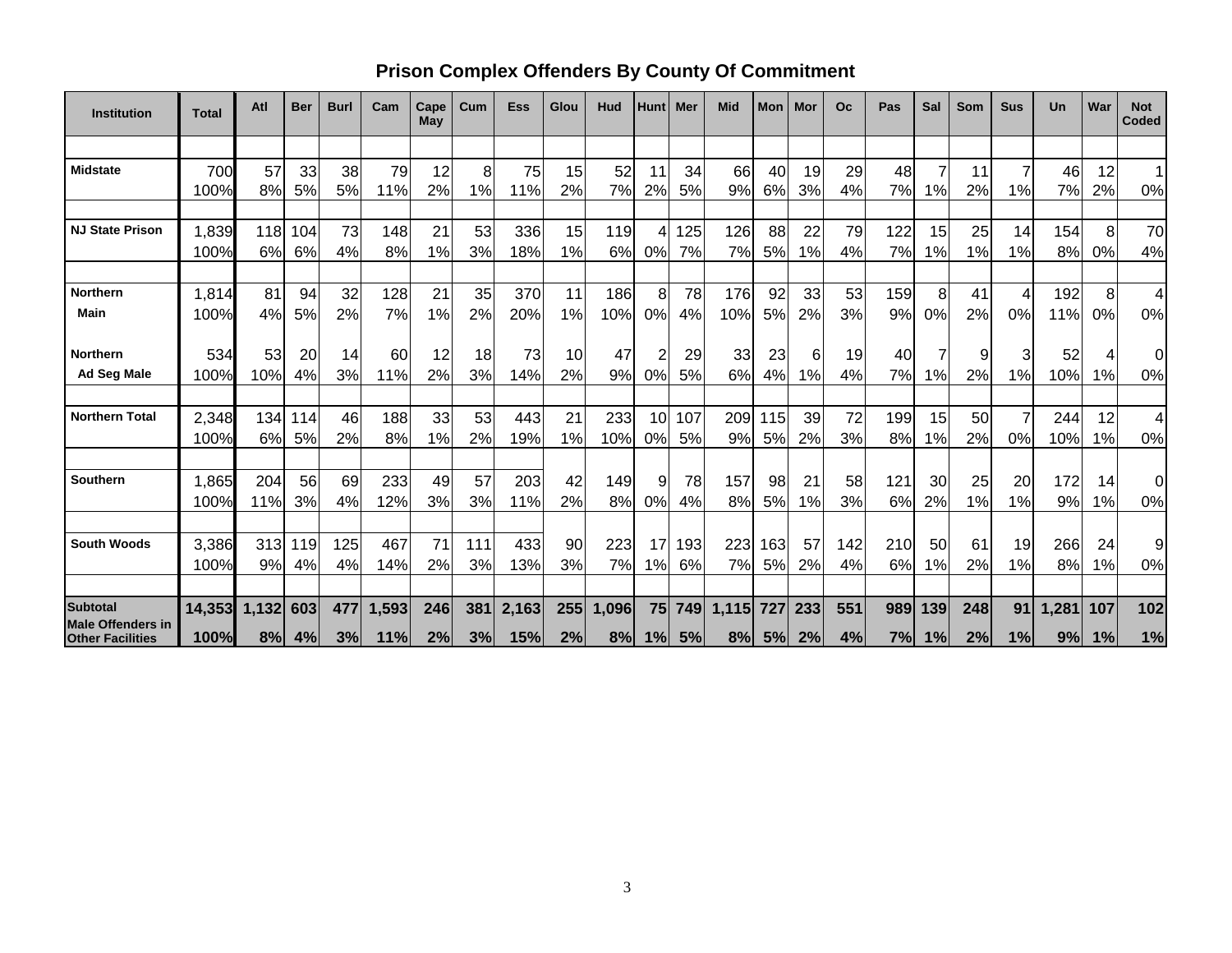# Prison Complex Offenders By County Of Commitment

| Institution | Total | Atl | Ber | Burl | Cam | Cape May | Cum | Ess | Glou | Hud | Hunt | Mer | Mid | Mon | Mor | Oc | Pas | Sal | Som | Sus | Un | War | Not Coded |
|---|---|---|---|---|---|---|---|---|---|---|---|---|---|---|---|---|---|---|---|---|---|---|---|
| Midstate | 700 | 57 | 33 | 38 | 79 | 12 | 8 | 75 | 15 | 52 | 11 | 34 | 66 | 40 | 19 | 29 | 48 | 7 | 11 | 7 | 46 | 12 | 1 |
| | 100% | 8% | 5% | 5% | 11% | 2% | 1% | 11% | 2% | 7% | 2% | 5% | 9% | 6% | 3% | 4% | 7% | 1% | 2% | 1% | 7% | 2% | 0% |
| NJ State Prison | 1,839 | 118 | 104 | 73 | 148 | 21 | 53 | 336 | 15 | 119 | 4 | 125 | 126 | 88 | 22 | 79 | 122 | 15 | 25 | 14 | 154 | 8 | 70 |
| | 100% | 6% | 6% | 4% | 8% | 1% | 3% | 18% | 1% | 6% | 0% | 7% | 7% | 5% | 1% | 4% | 7% | 1% | 1% | 1% | 8% | 0% | 4% |
| Northern Main | 1,814 | 81 | 94 | 32 | 128 | 21 | 35 | 370 | 11 | 186 | 8 | 78 | 176 | 92 | 33 | 53 | 159 | 8 | 41 | 4 | 192 | 8 | 4 |
| | 100% | 4% | 5% | 2% | 7% | 1% | 2% | 20% | 1% | 10% | 0% | 4% | 10% | 5% | 2% | 3% | 9% | 0% | 2% | 0% | 11% | 0% | 0% |
| Northern Ad Seg Male | 534 | 53 | 20 | 14 | 60 | 12 | 18 | 73 | 10 | 47 | 2 | 29 | 33 | 23 | 6 | 19 | 40 | 7 | 9 | 3 | 52 | 4 | 0 |
| | 100% | 10% | 4% | 3% | 11% | 2% | 3% | 14% | 2% | 9% | 0% | 5% | 6% | 4% | 1% | 4% | 7% | 1% | 2% | 1% | 10% | 1% | 0% |
| Northern Total | 2,348 | 134 | 114 | 46 | 188 | 33 | 53 | 443 | 21 | 233 | 10 | 107 | 209 | 115 | 39 | 72 | 199 | 15 | 50 | 7 | 244 | 12 | 4 |
| | 100% | 6% | 5% | 2% | 8% | 1% | 2% | 19% | 1% | 10% | 0% | 5% | 9% | 5% | 2% | 3% | 8% | 1% | 2% | 0% | 10% | 1% | 0% |
| Southern | 1,865 | 204 | 56 | 69 | 233 | 49 | 57 | 203 | 42 | 149 | 9 | 78 | 157 | 98 | 21 | 58 | 121 | 30 | 25 | 20 | 172 | 14 | 0 |
| | 100% | 11% | 3% | 4% | 12% | 3% | 3% | 11% | 2% | 8% | 0% | 4% | 8% | 5% | 1% | 3% | 6% | 2% | 1% | 1% | 9% | 1% | 0% |
| South Woods | 3,386 | 313 | 119 | 125 | 467 | 71 | 111 | 433 | 90 | 223 | 17 | 193 | 223 | 163 | 57 | 142 | 210 | 50 | 61 | 19 | 266 | 24 | 9 |
| | 100% | 9% | 4% | 4% | 14% | 2% | 3% | 13% | 3% | 7% | 1% | 6% | 7% | 5% | 2% | 4% | 6% | 1% | 2% | 1% | 8% | 1% | 0% |
| **Subtotal Male Offenders in Other Facilities** | **14,353** | **1,132** | **603** | **477** | **1,593** | **246** | **381** | **2,163** | **255** | **1,096** | **75** | **749** | **1,115** | **727** | **233** | **551** | **989** | **139** | **248** | **91** | **1,281** | **107** | **102** |
| | **100%** | **8%** | **4%** | **3%** | **11%** | **2%** | **3%** | **15%** | **2%** | **8%** | **1%** | **5%** | **8%** | **5%** | **2%** | **4%** | **7%** | **1%** | **2%** | **1%** | **9%** | **1%** | **1%** |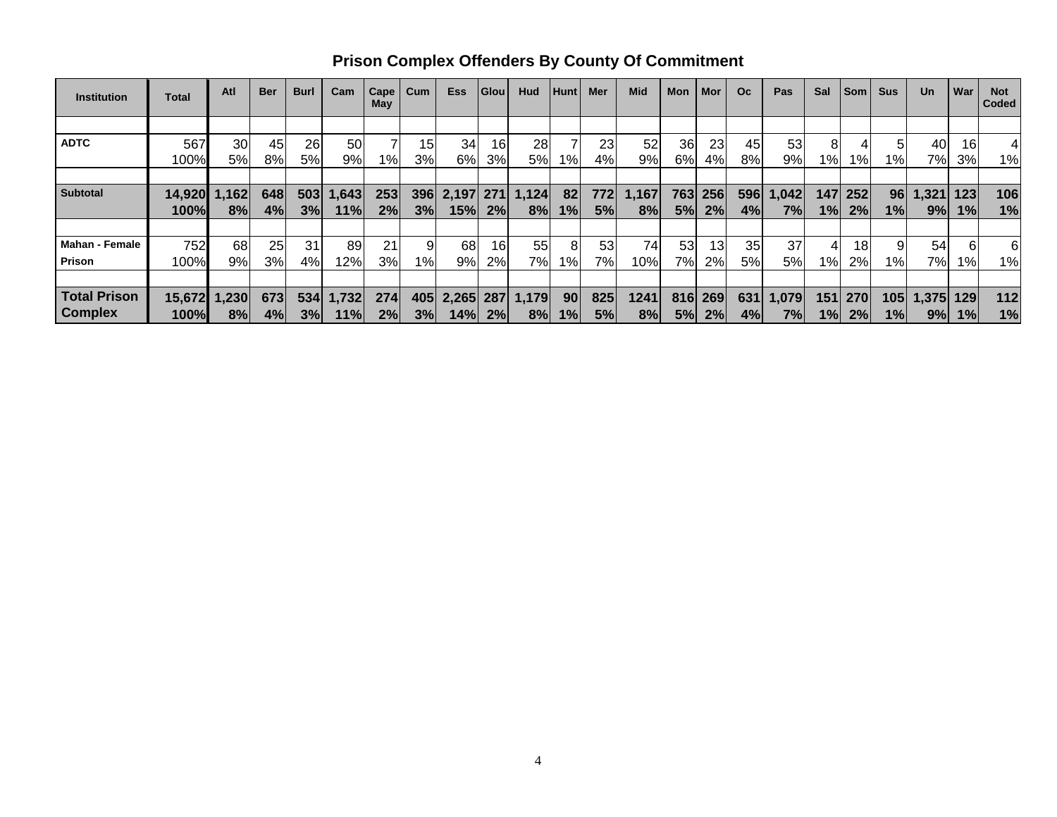## Prison Complex Offenders By County Of Commitment

| Institution | Total | Atl | Ber | Burl | Cam | Cape May | Cum | Ess | Glou | Hud | Hunt | Mer | Mid | Mon | Mor | Oc | Pas | Sal | Som | Sus | Un | War | Not Coded |
|---|---|---|---|---|---|---|---|---|---|---|---|---|---|---|---|---|---|---|---|---|---|---|---|
| ADTC | 567<br>100% | 30<br>5% | 45<br>8% | 26<br>5% | 50<br>9% | 7<br>1% | 15<br>3% | 34<br>6% | 16<br>3% | 28<br>5% | 7<br>1% | 23<br>4% | 52<br>9% | 36<br>6% | 23<br>4% | 45<br>8% | 53<br>9% | 8<br>1% | 4<br>1% | 5<br>1% | 40<br>7% | 16<br>3% | 4<br>1% |
| **Subtotal** | **14,920<br>100%** | **1,162<br>8%** | **648<br>4%** | **503<br>3%** | **1,643<br>11%** | **253<br>2%** | **396<br>3%** | **2,197<br>15%** | **271<br>2%** | **1,124<br>8%** | **82<br>1%** | **772<br>5%** | **1,167<br>8%** | **763<br>5%** | **256<br>2%** | **596<br>4%** | **1,042<br>7%** | **147<br>1%** | **252<br>2%** | **96<br>1%** | **1,321<br>9%** | **123<br>1%** | **106<br>1%** |
| Mahan - Female Prison | 752<br>100% | 68<br>9% | 25<br>3% | 31<br>4% | 89<br>12% | 21<br>3% | 9<br>1% | 68<br>9% | 16<br>2% | 55<br>7% | 8<br>1% | 53<br>7% | 74<br>10% | 53<br>7% | 13<br>2% | 35<br>5% | 37<br>5% | 4<br>1% | 18<br>2% | 9<br>1% | 54<br>7% | 6<br>1% | 6<br>1% |
| **Total Prison Complex** | **15,672<br>100%** | **1,230<br>8%** | **673<br>4%** | **534<br>3%** | **1,732<br>11%** | **274<br>2%** | **405<br>3%** | **2,265<br>14%** | **287<br>2%** | **1,179<br>8%** | **90<br>1%** | **825<br>5%** | **1241<br>8%** | **816<br>5%** | **269<br>2%** | **631<br>4%** | **1,079<br>7%** | **151<br>1%** | **270<br>2%** | **105<br>1%** | **1,375<br>9%** | **129<br>1%** | **112<br>1%** |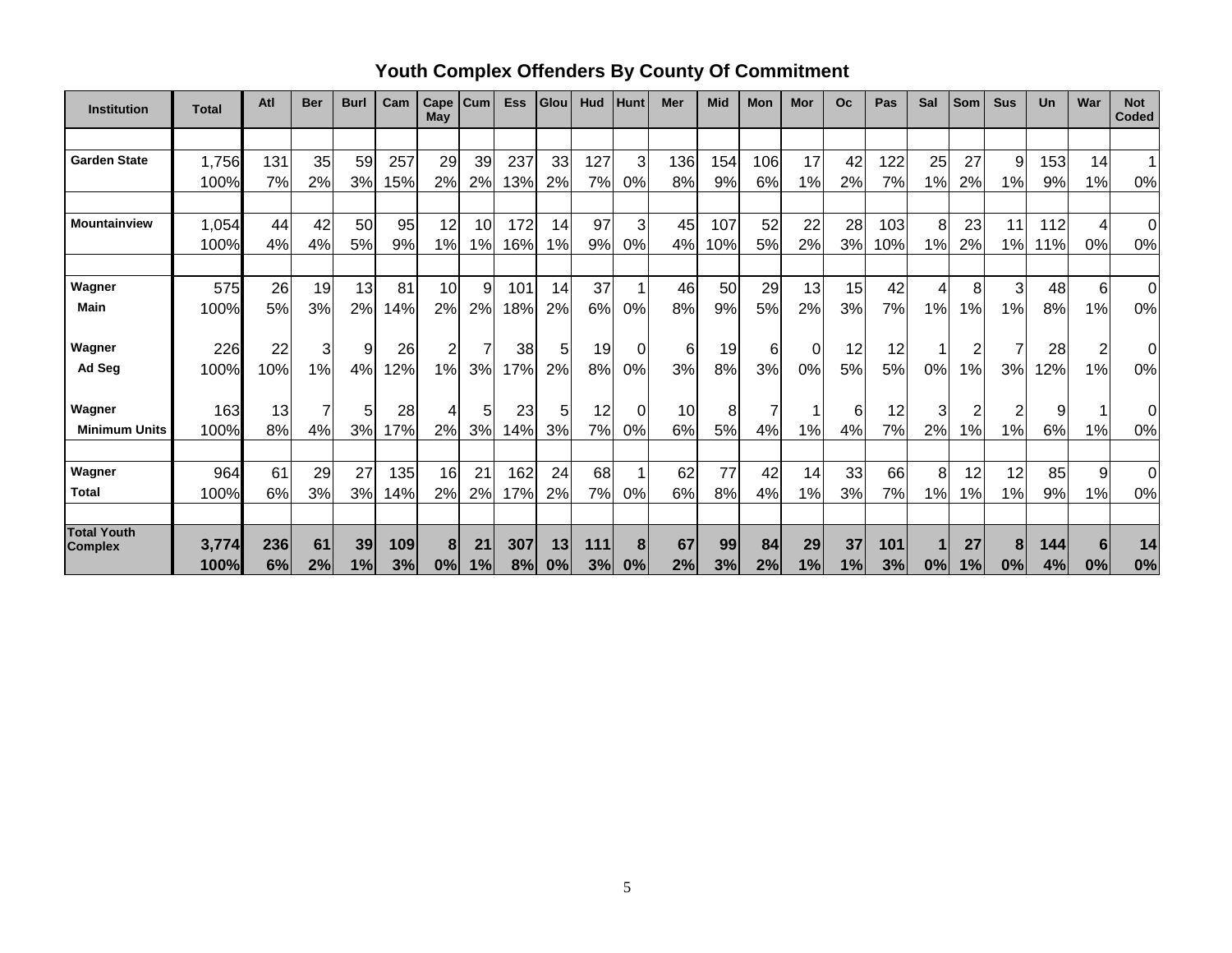## Youth Complex Offenders By County Of Commitment

| Institution | Total | Atl | Ber | Burl | Cam | Cape May | Cum | Ess | Glou | Hud | Hunt | Mer | Mid | Mon | Mor | Oc | Pas | Sal | Som | Sus | Un | War | Not Coded |
|---|---|---|---|---|---|---|---|---|---|---|---|---|---|---|---|---|---|---|---|---|---|---|---|
| Garden State | 1,756 | 131 | 35 | 59 | 257 | 29 | 39 | 237 | 33 | 127 | 3 | 136 | 154 | 106 | 17 | 42 | 122 | 25 | 27 | 9 | 153 | 14 | 1 |
| | 100% | 7% | 2% | 3% | 15% | 2% | 2% | 13% | 2% | 7% | 0% | 8% | 9% | 6% | 1% | 2% | 7% | 1% | 2% | 1% | 9% | 1% | 0% |
| Mountainview | 1,054 | 44 | 42 | 50 | 95 | 12 | 10 | 172 | 14 | 97 | 3 | 45 | 107 | 52 | 22 | 28 | 103 | 8 | 23 | 11 | 112 | 4 | 0 |
| | 100% | 4% | 4% | 5% | 9% | 1% | 1% | 16% | 1% | 9% | 0% | 4% | 10% | 5% | 2% | 3% | 10% | 1% | 2% | 1% | 11% | 0% | 0% |
| Wagner Main | 575 | 26 | 19 | 13 | 81 | 10 | 9 | 101 | 14 | 37 | 1 | 46 | 50 | 29 | 13 | 15 | 42 | 4 | 8 | 3 | 48 | 6 | 0 |
| | 100% | 5% | 3% | 2% | 14% | 2% | 2% | 18% | 2% | 6% | 0% | 8% | 9% | 5% | 2% | 3% | 7% | 1% | 1% | 1% | 8% | 1% | 0% |
| Wagner Ad Seg | 226 | 22 | 3 | 9 | 26 | 2 | 7 | 38 | 5 | 19 | 0 | 6 | 19 | 6 | 0 | 12 | 12 | 1 | 2 | 7 | 28 | 2 | 0 |
| | 100% | 10% | 1% | 4% | 12% | 1% | 3% | 17% | 2% | 8% | 0% | 3% | 8% | 3% | 0% | 5% | 5% | 0% | 1% | 3% | 12% | 1% | 0% |
| Wagner Minimum Units | 163 | 13 | 7 | 5 | 28 | 4 | 5 | 23 | 5 | 12 | 0 | 10 | 8 | 7 | 1 | 6 | 12 | 3 | 2 | 2 | 9 | 1 | 0 |
| | 100% | 8% | 4% | 3% | 17% | 2% | 3% | 14% | 3% | 7% | 0% | 6% | 5% | 4% | 1% | 4% | 7% | 2% | 1% | 1% | 6% | 1% | 0% |
| Wagner Total | 964 | 61 | 29 | 27 | 135 | 16 | 21 | 162 | 24 | 68 | 1 | 62 | 77 | 42 | 14 | 33 | 66 | 8 | 12 | 12 | 85 | 9 | 0 |
| | 100% | 6% | 3% | 3% | 14% | 2% | 2% | 17% | 2% | 7% | 0% | 6% | 8% | 4% | 1% | 3% | 7% | 1% | 1% | 1% | 9% | 1% | 0% |
| **Total Youth Complex** | **3,774** | **236** | **61** | **39** | **109** | **8** | **21** | **307** | **13** | **111** | **8** | **67** | **99** | **84** | **29** | **37** | **101** | **1** | **27** | **8** | **144** | **6** | **14** |
| | **100%** | **6%** | **2%** | **1%** | **3%** | **0%** | **1%** | **8%** | **0%** | **3%** | **0%** | **2%** | **3%** | **2%** | **1%** | **1%** | **3%** | **0%** | **1%** | **0%** | **4%** | **0%** | **0%** |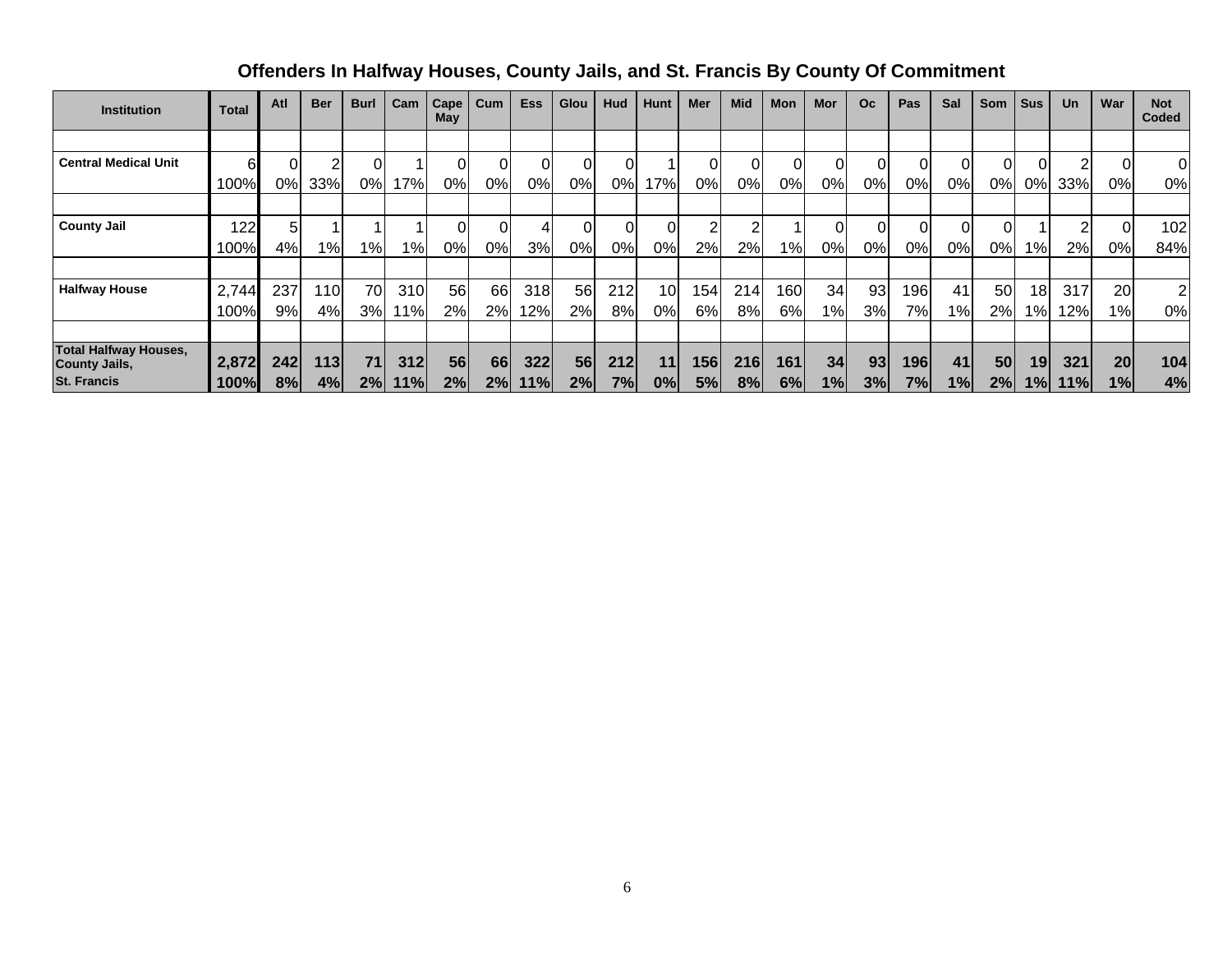## Offenders In Halfway Houses, County Jails, and St. Francis By County Of Commitment

| Institution | Total | Atl | Ber | Burl | Cam | Cape May | Cum | Ess | Glou | Hud | Hunt | Mer | Mid | Mon | Mor | Oc | Pas | Sal | Som | Sus | Un | War | Not Coded |
|---|---|---|---|---|---|---|---|---|---|---|---|---|---|---|---|---|---|---|---|---|---|---|---|
| **Central Medical Unit** | 6 | 0 | 2 | 0 | 1 | 0 | 0 | 0 | 0 | 0 | 1 | 0 | 0 | 0 | 0 | 0 | 0 | 0 | 0 | 0 | 2 | 0 | 0 |
| | 100% | 0% | 33% | 0% | 17% | 0% | 0% | 0% | 0% | 0% | 17% | 0% | 0% | 0% | 0% | 0% | 0% | 0% | 0% | 0% | 33% | 0% | 0% |
| **County Jail** | 122 | 5 | 1 | 1 | 1 | 0 | 0 | 4 | 0 | 0 | 0 | 2 | 2 | 1 | 0 | 0 | 0 | 0 | 0 | 1 | 2 | 0 | 102 |
| | 100% | 4% | 1% | 1% | 1% | 0% | 0% | 3% | 0% | 0% | 0% | 2% | 2% | 1% | 0% | 0% | 0% | 0% | 0% | 1% | 2% | 0% | 84% |
| **Halfway House** | 2,744 | 237 | 110 | 70 | 310 | 56 | 66 | 318 | 56 | 212 | 10 | 154 | 214 | 160 | 34 | 93 | 196 | 41 | 50 | 18 | 317 | 20 | 2 |
| | 100% | 9% | 4% | 3% | 11% | 2% | 2% | 12% | 2% | 8% | 0% | 6% | 8% | 6% | 1% | 3% | 7% | 1% | 2% | 1% | 12% | 1% | 0% |
| **Total Halfway Houses, County Jails, St. Francis** | **2,872** | **242** | **113** | **71** | **312** | **56** | **66** | **322** | **56** | **212** | **11** | **156** | **216** | **161** | **34** | **93** | **196** | **41** | **50** | **19** | **321** | **20** | **104** |
| | **100%** | **8%** | **4%** | **2%** | **11%** | **2%** | **2%** | **11%** | **2%** | **7%** | **0%** | **5%** | **8%** | **6%** | **1%** | **3%** | **7%** | **1%** | **2%** | **1%** | **11%** | **1%** | **4%** |